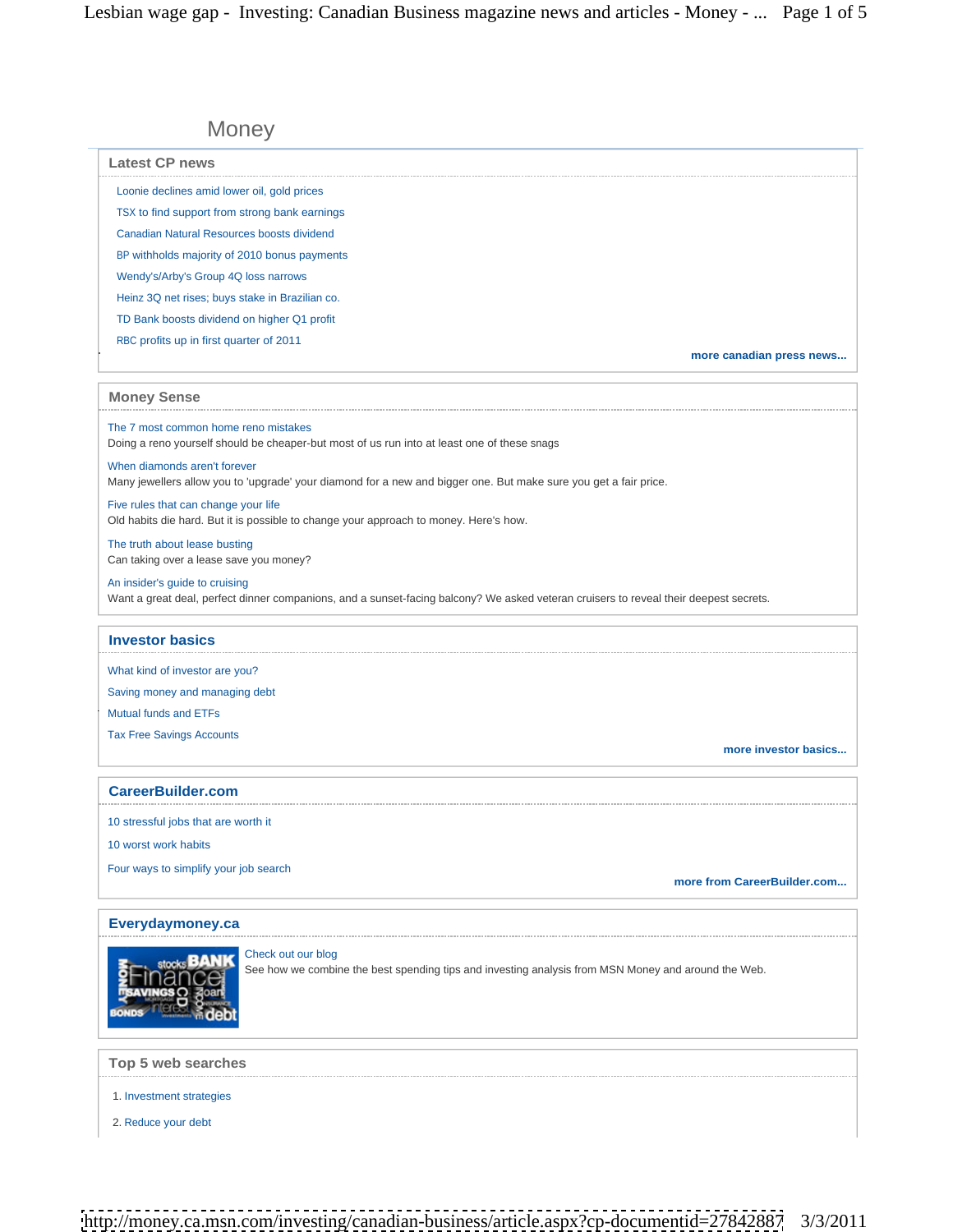# Money

## Latest CP news

- Loonie declines amid lower oil, gold prices
- TSX to find support from strong bank earnings
- Canadian Natural Resources boosts dividend
- BP withholds majority of 2010 bonus payments
- Wendy's/Arby's Group 4Q loss narrows
- Heinz 3Q net rises; buys stake in Brazilian co.
- TD Bank boosts dividend on higher Q1 profit
- RBC profits up in first quarter of 2011

**more canadian press news...**

## Money Sense

The 7 most common home reno mistakes
Doing a reno yourself should be cheaper-but most of us run into at least one of these snags

When diamonds aren't forever
Many jewellers allow you to 'upgrade' your diamond for a new and bigger one. But make sure you get a fair price.

Five rules that can change your life
Old habits die hard. But it is possible to change your approach to money. Here's how.

The truth about lease busting
Can taking over a lease save you money?

An insider's guide to cruising
Want a great deal, perfect dinner companions, and a sunset-facing balcony? We asked veteran cruisers to reveal their deepest secrets.

## Investor basics

- What kind of investor are you?
- Saving money and managing debt
- Mutual funds and ETFs
- Tax Free Savings Accounts

**more investor basics...**

## CareerBuilder.com

- 10 stressful jobs that are worth it
- 10 worst work habits
- Four ways to simplify your job search

**more from CareerBuilder.com...**

## Everydaymoney.ca

Check out our blog
See how we combine the best spending tips and investing analysis from MSN Money and around the Web.

## Top 5 web searches

1. Investment strategies
2. Reduce your debt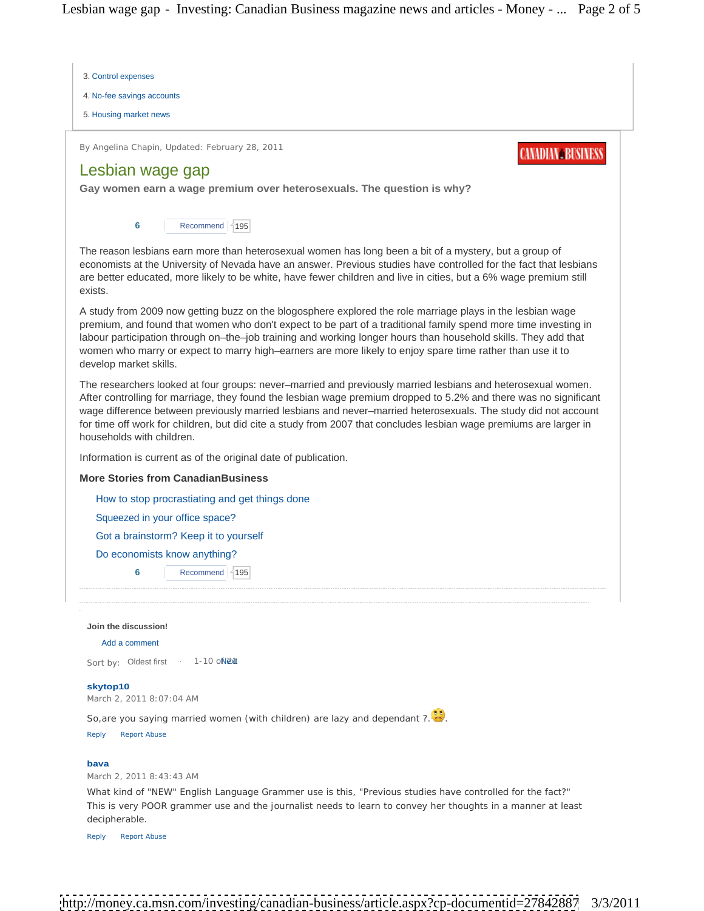3. Control expenses
4. No-fee savings accounts
5. Housing market news

By Angelina Chapin, Updated: February 28, 2011

CANADIAN BUSINESS

## Lesbian wage gap

**Gay women earn a wage premium over heterosexuals. The question is why?**

6 Recommend 195

The reason lesbians earn more than heterosexual women has long been a bit of a mystery, but a group of economists at the University of Nevada have an answer. Previous studies have controlled for the fact that lesbians are better educated, more likely to be white, have fewer children and live in cities, but a 6% wage premium still exists.

A study from 2009 now getting buzz on the blogosphere explored the role marriage plays in the lesbian wage premium, and found that women who don't expect to be part of a traditional family spend more time investing in labour participation through on–the–job training and working longer hours than household skills. They add that women who marry or expect to marry high–earners are more likely to enjoy spare time rather than use it to develop market skills.

The researchers looked at four groups: never–married and previously married lesbians and heterosexual women. After controlling for marriage, they found the lesbian wage premium dropped to 5.2% and there was no significant wage difference between previously married lesbians and never–married heterosexuals. The study did not account for time off work for children, but did cite a study from 2007 that concludes lesbian wage premiums are larger in households with children.

Information is current as of the original date of publication.

**More Stories from CanadianBusiness**

- How to stop procrastiating and get things done
- Squeezed in your office space?
- Got a brainstorm? Keep it to yourself
- Do economists know anything?

6 Recommend 195

**Join the discussion!**

Add a comment

Sort by: Oldest first 1-10 of 21 Next

**skytop10**
March 2, 2011 8:07:04 AM

So,are you saying married women (with children) are lazy and dependant ?.

Reply Report Abuse

**bava**
March 2, 2011 8:43:43 AM

What kind of "NEW" English Language Grammer use is this, "Previous studies have controlled for the fact?" This is very POOR grammer use and the journalist needs to learn to convey her thoughts in a manner at least decipherable.

Reply Report Abuse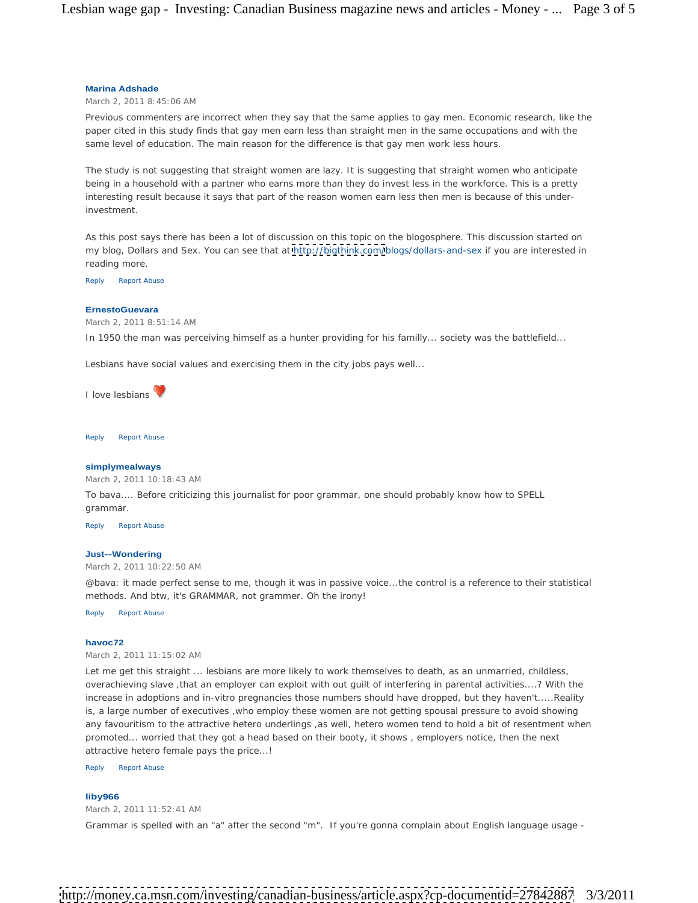**Marina Adshade**

March 2, 2011 8:45:06 AM

Previous commenters are incorrect when they say that the same applies to gay men. Economic research, like the paper cited in this study finds that gay men earn less than straight men in the same occupations and with the same level of education. The main reason for the difference is that gay men work less hours.

The study is not suggesting that straight women are lazy. It is suggesting that straight women who anticipate being in a household with a partner who earns more than they do invest less in the workforce. This is a pretty interesting result because it says that part of the reason women earn less then men is because of this under-investment.

As this post says there has been a lot of discussion on this topic on the blogosphere. This discussion started on my blog, Dollars and Sex. You can see that at http://bigthink.com/blogs/dollars-and-sex if you are interested in reading more.

Reply Report Abuse

**ErnestoGuevara**

March 2, 2011 8:51:14 AM

In 1950 the man was perceiving himself as a hunter providing for his familly... society was the battlefield...

Lesbians have social values and exercising them in the city jobs pays well...

I love lesbians

Reply Report Abuse

**simplymealways**

March 2, 2011 10:18:43 AM

To bava.... Before criticizing this journalist for poor grammar, one should probably know how to SPELL grammar.

Reply Report Abuse

**Just--Wondering**

March 2, 2011 10:22:50 AM

@bava: it made perfect sense to me, though it was in passive voice...the control is a reference to their statistical methods. And btw, it's GRAMMAR, not grammer. Oh the irony!

Reply Report Abuse

**havoc72**

March 2, 2011 11:15:02 AM

Let me get this straight ... lesbians are more likely to work themselves to death, as an unmarried, childless, overachieving slave ,that an employer can exploit with out guilt of interfering in parental activities....? With the increase in adoptions and in-vitro pregnancies those numbers should have dropped, but they haven't.....Reality is, a large number of executives ,who employ these women are not getting spousal pressure to avoid showing any favouritism to the attractive hetero underlings ,as well, hetero women tend to hold a bit of resentment when promoted... worried that they got a head based on their booty, it shows , employers notice, then the next attractive hetero female pays the price...!

Reply Report Abuse

**liby966**

March 2, 2011 11:52:41 AM

Grammar is spelled with an "a" after the second "m". If you're gonna complain about English language usage -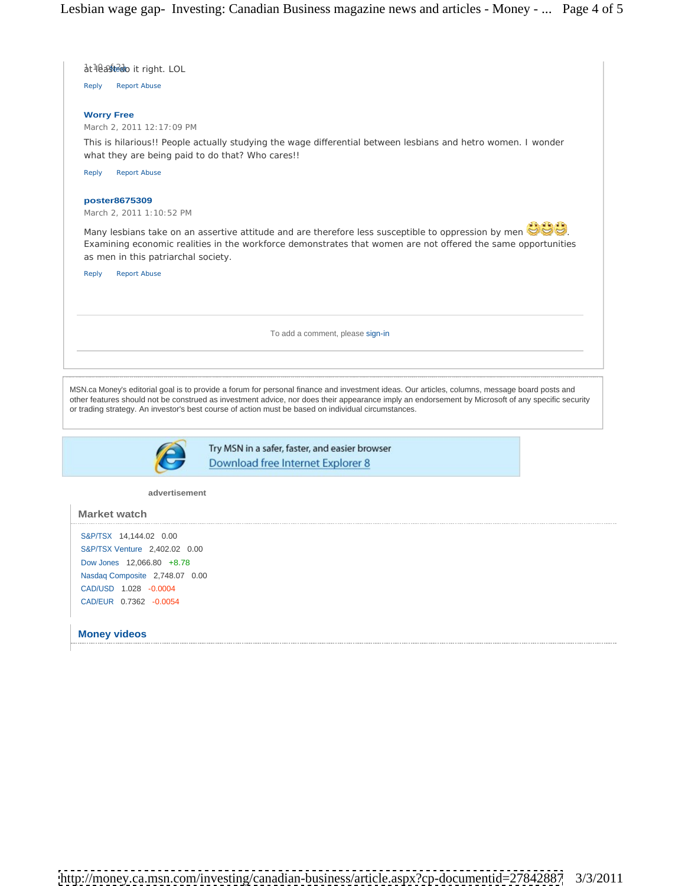at least do it right. LOL

Reply Report Abuse

**Worry Free**

March 2, 2011 12:17:09 PM

This is hilarious!! People actually studying the wage differential between lesbians and hetro women. I wonder what they are being paid to do that? Who cares!!

Reply Report Abuse

**poster8675309**

March 2, 2011 1:10:52 PM

Many lesbians take on an assertive attitude and are therefore less susceptible to oppression by men. Examining economic realities in the workforce demonstrates that women are not offered the same opportunities as men in this patriarchal society.

Reply Report Abuse

To add a comment, please sign-in

MSN.ca Money's editorial goal is to provide a forum for personal finance and investment ideas. Our articles, columns, message board posts and other features should not be construed as investment advice, nor does their appearance imply an endorsement by Microsoft of any specific security or trading strategy. An investor's best course of action must be based on individual circumstances.

Try MSN in a safer, faster, and easier browser
Download free Internet Explorer 8

advertisement

## Market watch

| | | |
|---|---|---|
| S&P/TSX | 14,144.02 | 0.00 |
| S&P/TSX Venture | 2,402.02 | 0.00 |
| Dow Jones | 12,066.80 | +8.78 |
| Nasdaq Composite | 2,748.07 | 0.00 |
| CAD/USD | 1.028 | -0.0004 |
| CAD/EUR | 0.7362 | -0.0054 |

## Money videos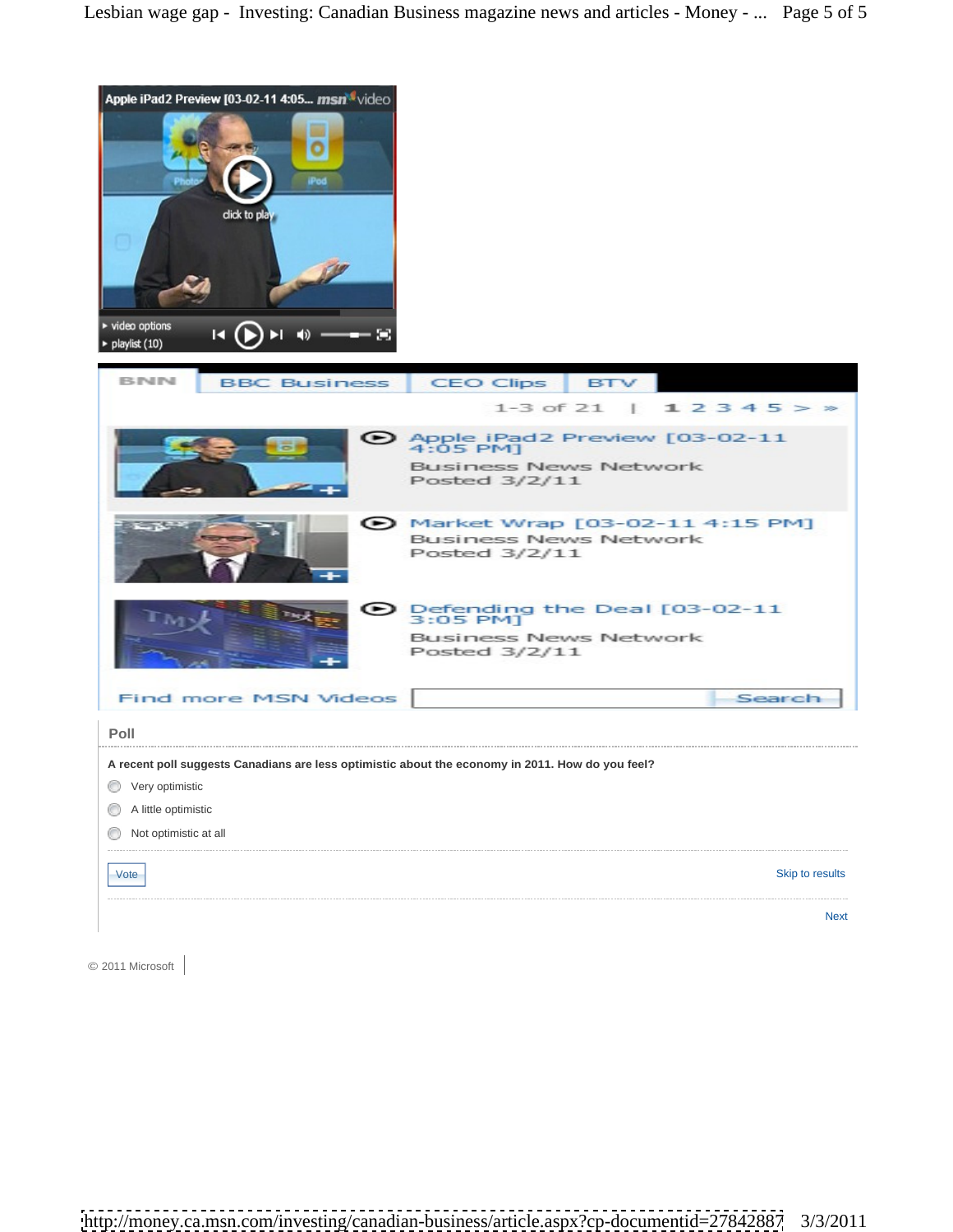Apple iPad2 Preview [03-02-11 4:05... msn video

click to play

video options
playlist (10)

BNN | BBC Business | CEO Clips | BTV

1-3 of 21 | 1 2 3 4 5 > »

Apple iPad2 Preview [03-02-11 4:05 PM]
Business News Network
Posted 3/2/11

Market Wrap [03-02-11 4:15 PM]
Business News Network
Posted 3/2/11

Defending the Deal [03-02-11 3:05 PM]
Business News Network
Posted 3/2/11

Find more MSN Videos | Search

## Poll

**A recent poll suggests Canadians are less optimistic about the economy in 2011. How do you feel?**

- Very optimistic
- A little optimistic
- Not optimistic at all

Vote

Skip to results

Next

© 2011 Microsoft

http://money.ca.msn.com/investing/canadian-business/article.aspx?cp-documentid=27842887 3/3/2011